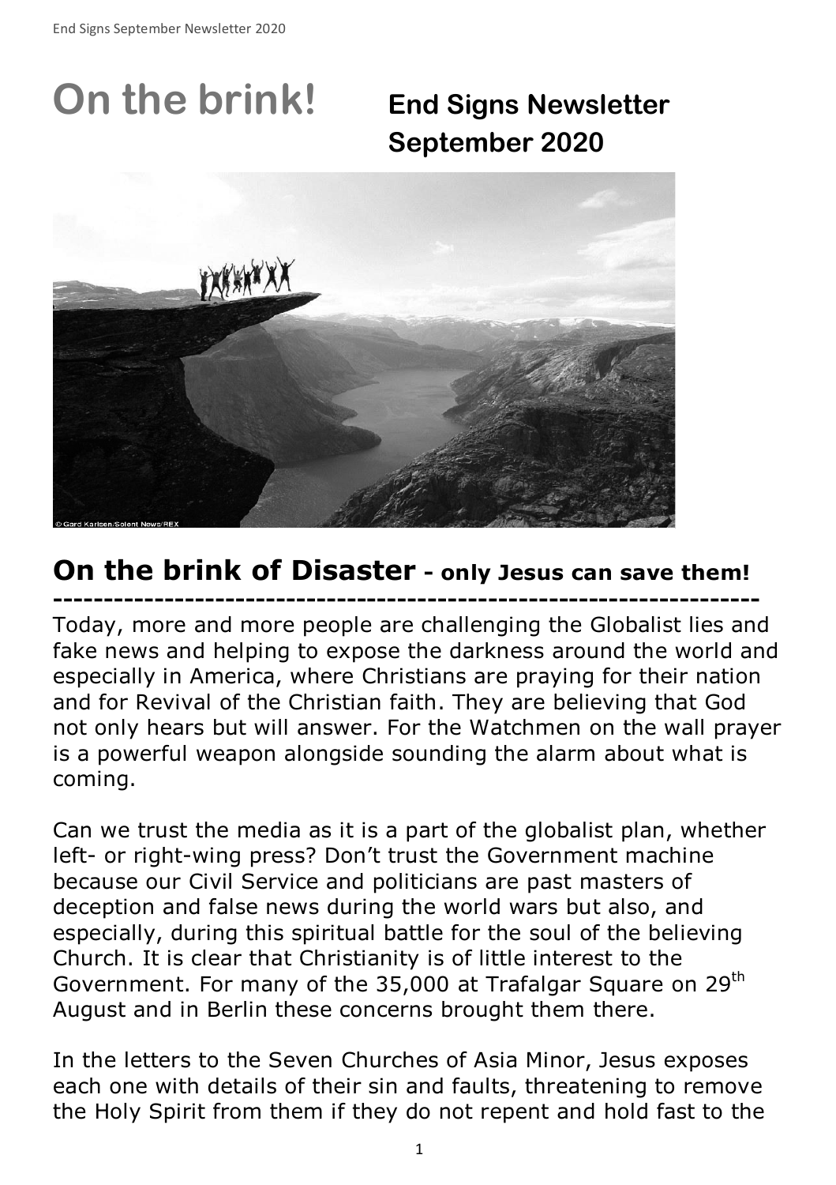# On the brink!

## End Signs Newsletter September 2020

## On the brink of Disaster - only Jesus can save them!

---

Today, more and more people are challenging the Globalist lies and fake news and helping to expose the darkness around the world and especially in America, where Christians are praying for their nation and for Revival of the Christian faith. They are believing that God not only hears but will answer. For the Watchmen on the wall prayer is a powerful weapon alongside sounding the alarm about what is coming.

Can we trust the media as it is a part of the globalist plan, whether left- or right-wing press? Don't trust the Government machine because our Civil Service and politicians are past masters of deception and false news during the world wars but also, and especially, during this spiritual battle for the soul of the believing Church. It is clear that Christianity is of little interest to the Government. For many of the 35,000 at Trafalgar Square on 29th August and in Berlin these concerns brought them there.

In the letters to the Seven Churches of Asia Minor, Jesus exposes each one with details of their sin and faults, threatening to remove the Holy Spirit from them if they do not repent and hold fast to the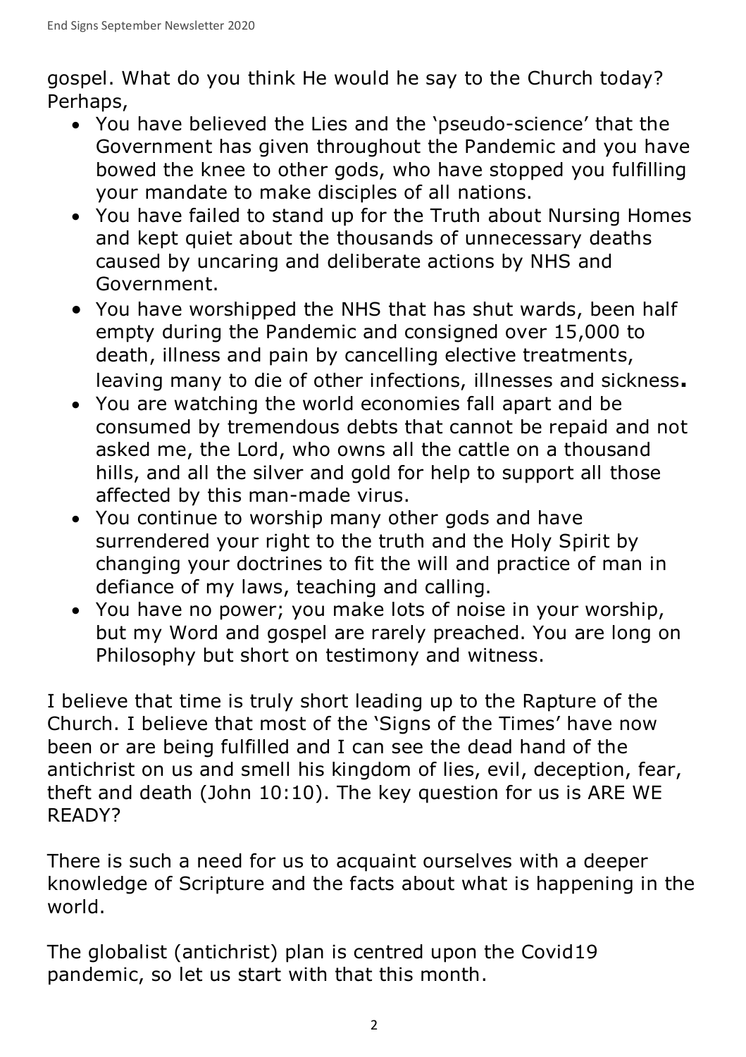gospel. What do you think He would he say to the Church today? Perhaps,

- You have believed the Lies and the 'pseudo-science' that the Government has given throughout the Pandemic and you have bowed the knee to other gods, who have stopped you fulfilling your mandate to make disciples of all nations.
- You have failed to stand up for the Truth about Nursing Homes and kept quiet about the thousands of unnecessary deaths caused by uncaring and deliberate actions by NHS and Government.
- You have worshipped the NHS that has shut wards, been half empty during the Pandemic and consigned over 15,000 to death, illness and pain by cancelling elective treatments, leaving many to die of other infections, illnesses and sickness**.**
- You are watching the world economies fall apart and be consumed by tremendous debts that cannot be repaid and not asked me, the Lord, who owns all the cattle on a thousand hills, and all the silver and gold for help to support all those affected by this man-made virus.
- You continue to worship many other gods and have surrendered your right to the truth and the Holy Spirit by changing your doctrines to fit the will and practice of man in defiance of my laws, teaching and calling.
- You have no power; you make lots of noise in your worship, but my Word and gospel are rarely preached. You are long on Philosophy but short on testimony and witness.

I believe that time is truly short leading up to the Rapture of the Church. I believe that most of the 'Signs of the Times' have now been or are being fulfilled and I can see the dead hand of the antichrist on us and smell his kingdom of lies, evil, deception, fear, theft and death (John 10:10). The key question for us is ARE WE READY?

There is such a need for us to acquaint ourselves with a deeper knowledge of Scripture and the facts about what is happening in the world.

The globalist (antichrist) plan is centred upon the Covid19 pandemic, so let us start with that this month.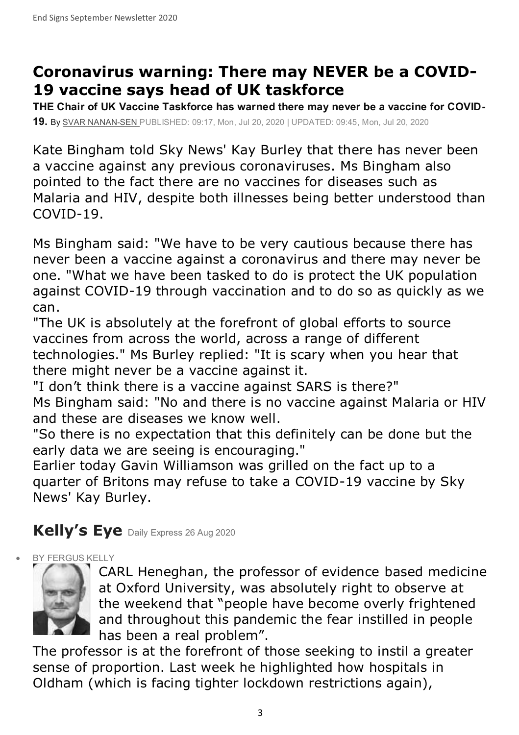## Coronavirus warning: There may NEVER be a COVID-19 vaccine says head of UK taskforce

**THE Chair of UK Vaccine Taskforce has warned there may never be a vaccine for COVID-19.** By SVAR NANAN-SEN PUBLISHED: 09:17, Mon, Jul 20, 2020 | UPDATED: 09:45, Mon, Jul 20, 2020

Kate Bingham told Sky News' Kay Burley that there has never been a vaccine against any previous coronaviruses. Ms Bingham also pointed to the fact there are no vaccines for diseases such as Malaria and HIV, despite both illnesses being better understood than COVID-19.

Ms Bingham said: "We have to be very cautious because there has never been a vaccine against a coronavirus and there may never be one. "What we have been tasked to do is protect the UK population against COVID-19 through vaccination and to do so as quickly as we can.

"The UK is absolutely at the forefront of global efforts to source vaccines from across the world, across a range of different technologies." Ms Burley replied: "It is scary when you hear that there might never be a vaccine against it.

"I don't think there is a vaccine against SARS is there?"

Ms Bingham said: "No and there is no vaccine against Malaria or HIV and these are diseases we know well.

"So there is no expectation that this definitely can be done but the early data we are seeing is encouraging."

Earlier today Gavin Williamson was grilled on the fact up to a quarter of Britons may refuse to take a COVID-19 vaccine by Sky News' Kay Burley.

## Kelly's Eye Daily Express 26 Aug 2020

- BY FERGUS KELLY

CARL Heneghan, the professor of evidence based medicine at Oxford University, was absolutely right to observe at the weekend that "people have become overly frightened and throughout this pandemic the fear instilled in people has been a real problem".

The professor is at the forefront of those seeking to instil a greater sense of proportion. Last week he highlighted how hospitals in Oldham (which is facing tighter lockdown restrictions again),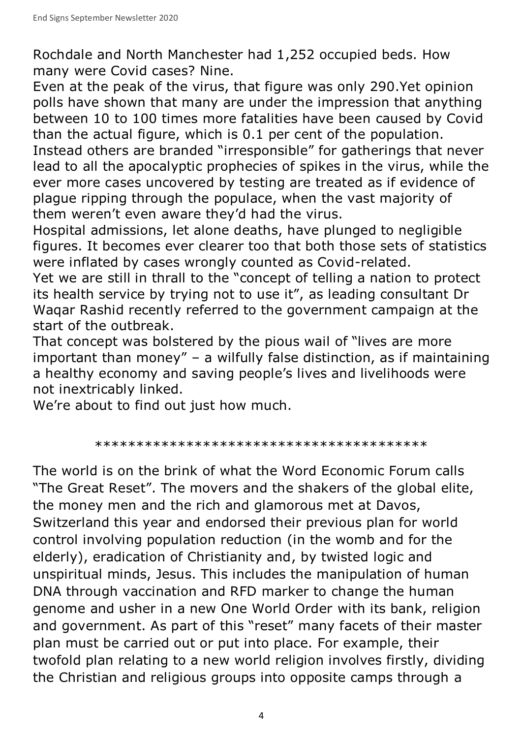Rochdale and North Manchester had 1,252 occupied beds. How many were Covid cases? Nine.
Even at the peak of the virus, that figure was only 290.Yet opinion polls have shown that many are under the impression that anything between 10 to 100 times more fatalities have been caused by Covid than the actual figure, which is 0.1 per cent of the population.
Instead others are branded "irresponsible" for gatherings that never lead to all the apocalyptic prophecies of spikes in the virus, while the ever more cases uncovered by testing are treated as if evidence of plague ripping through the populace, when the vast majority of them weren't even aware they'd had the virus.
Hospital admissions, let alone deaths, have plunged to negligible figures. It becomes ever clearer too that both those sets of statistics were inflated by cases wrongly counted as Covid-related.
Yet we are still in thrall to the "concept of telling a nation to protect its health service by trying not to use it", as leading consultant Dr Waqar Rashid recently referred to the government campaign at the start of the outbreak.
That concept was bolstered by the pious wail of "lives are more important than money" – a wilfully false distinction, as if maintaining a healthy economy and saving people's lives and livelihoods were not inextricably linked.
We're about to find out just how much.

****************************************

The world is on the brink of what the Word Economic Forum calls "The Great Reset". The movers and the shakers of the global elite, the money men and the rich and glamorous met at Davos, Switzerland this year and endorsed their previous plan for world control involving population reduction (in the womb and for the elderly), eradication of Christianity and, by twisted logic and unspiritual minds, Jesus. This includes the manipulation of human DNA through vaccination and RFD marker to change the human genome and usher in a new One World Order with its bank, religion and government. As part of this "reset" many facets of their master plan must be carried out or put into place. For example, their twofold plan relating to a new world religion involves firstly, dividing the Christian and religious groups into opposite camps through a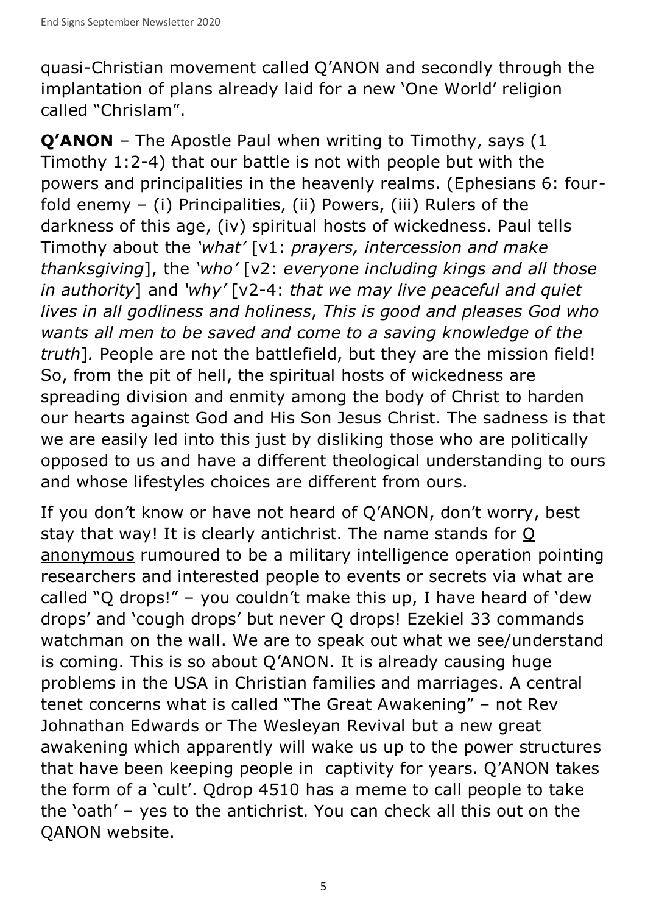quasi-Christian movement called Q'ANON and secondly through the implantation of plans already laid for a new 'One World' religion called "Chrislam".

**Q'ANON** – The Apostle Paul when writing to Timothy, says (1 Timothy 1:2-4) that our battle is not with people but with the powers and principalities in the heavenly realms. (Ephesians 6: four-fold enemy – (i) Principalities, (ii) Powers, (iii) Rulers of the darkness of this age, (iv) spiritual hosts of wickedness. Paul tells Timothy about the *'what'* [v1: *prayers, intercession and make thanksgiving*], the *'who'* [v2: *everyone including kings and all those in authority*] and *'why'* [v2-4: *that we may live peaceful and quiet lives in all godliness and holiness*, *This is good and pleases God who wants all men to be saved and come to a saving knowledge of the truth*]. People are not the battlefield, but they are the mission field! So, from the pit of hell, the spiritual hosts of wickedness are spreading division and enmity among the body of Christ to harden our hearts against God and His Son Jesus Christ. The sadness is that we are easily led into this just by disliking those who are politically opposed to us and have a different theological understanding to ours and whose lifestyles choices are different from ours.

If you don't know or have not heard of Q'ANON, don't worry, best stay that way! It is clearly antichrist. The name stands for Q anonymous rumoured to be a military intelligence operation pointing researchers and interested people to events or secrets via what are called "Q drops!" – you couldn't make this up, I have heard of 'dew drops' and 'cough drops' but never Q drops! Ezekiel 33 commands watchman on the wall. We are to speak out what we see/understand is coming. This is so about Q'ANON. It is already causing huge problems in the USA in Christian families and marriages. A central tenet concerns what is called "The Great Awakening" – not Rev Johnathan Edwards or The Wesleyan Revival but a new great awakening which apparently will wake us up to the power structures that have been keeping people in captivity for years. Q'ANON takes the form of a 'cult'. Qdrop 4510 has a meme to call people to take the 'oath' – yes to the antichrist. You can check all this out on the QANON website.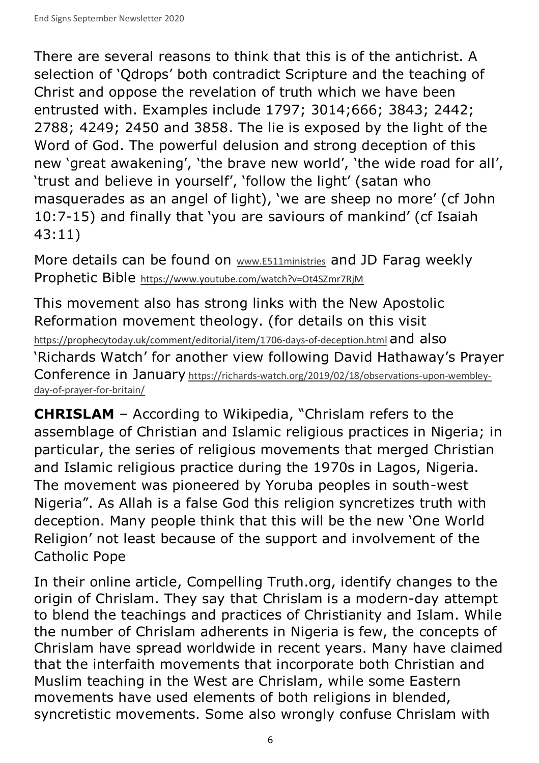There are several reasons to think that this is of the antichrist. A selection of 'Qdrops' both contradict Scripture and the teaching of Christ and oppose the revelation of truth which we have been entrusted with. Examples include 1797; 3014;666; 3843; 2442; 2788; 4249; 2450 and 3858. The lie is exposed by the light of the Word of God. The powerful delusion and strong deception of this new 'great awakening', 'the brave new world', 'the wide road for all', 'trust and believe in yourself', 'follow the light' (satan who masquerades as an angel of light), 'we are sheep no more' (cf John 10:7-15) and finally that 'you are saviours of mankind' (cf Isaiah 43:11)

More details can be found on www.E511ministries and JD Farag weekly Prophetic Bible https://www.youtube.com/watch?v=Ot4SZmr7RjM

This movement also has strong links with the New Apostolic Reformation movement theology. (for details on this visit https://prophecytoday.uk/comment/editorial/item/1706-days-of-deception.html and also 'Richards Watch' for another view following David Hathaway's Prayer Conference in January https://richards-watch.org/2019/02/18/observations-upon-wembley-day-of-prayer-for-britain/

**CHRISLAM** – According to Wikipedia, "Chrislam refers to the assemblage of Christian and Islamic religious practices in Nigeria; in particular, the series of religious movements that merged Christian and Islamic religious practice during the 1970s in Lagos, Nigeria. The movement was pioneered by Yoruba peoples in south-west Nigeria". As Allah is a false God this religion syncretizes truth with deception. Many people think that this will be the new 'One World Religion' not least because of the support and involvement of the Catholic Pope

In their online article, Compelling Truth.org, identify changes to the origin of Chrislam. They say that Chrislam is a modern-day attempt to blend the teachings and practices of Christianity and Islam. While the number of Chrislam adherents in Nigeria is few, the concepts of Chrislam have spread worldwide in recent years. Many have claimed that the interfaith movements that incorporate both Christian and Muslim teaching in the West are Chrislam, while some Eastern movements have used elements of both religions in blended, syncretistic movements. Some also wrongly confuse Chrislam with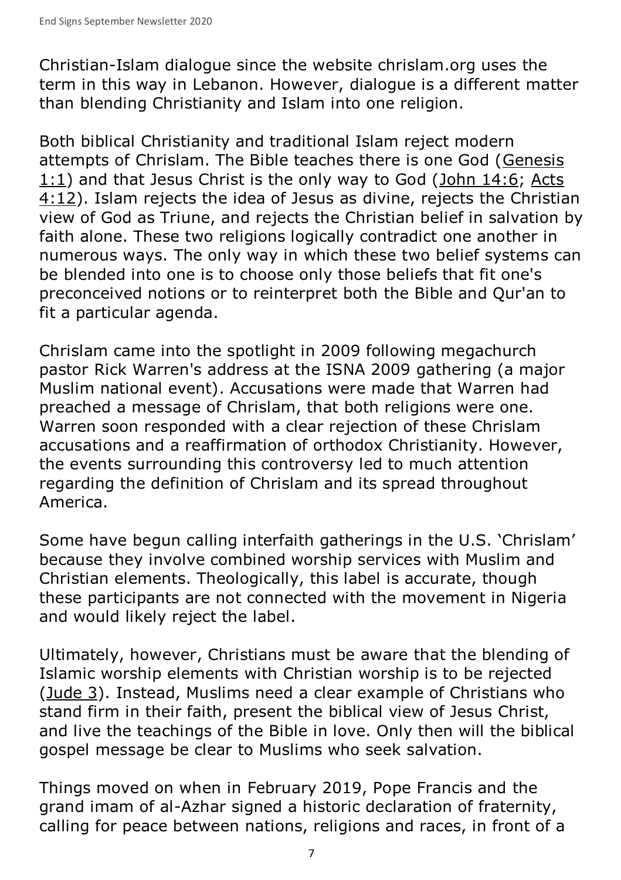Christian-Islam dialogue since the website chrislam.org uses the term in this way in Lebanon. However, dialogue is a different matter than blending Christianity and Islam into one religion.

Both biblical Christianity and traditional Islam reject modern attempts of Chrislam. The Bible teaches there is one God (Genesis 1:1) and that Jesus Christ is the only way to God (John 14:6; Acts 4:12). Islam rejects the idea of Jesus as divine, rejects the Christian view of God as Triune, and rejects the Christian belief in salvation by faith alone. These two religions logically contradict one another in numerous ways. The only way in which these two belief systems can be blended into one is to choose only those beliefs that fit one's preconceived notions or to reinterpret both the Bible and Qur'an to fit a particular agenda.

Chrislam came into the spotlight in 2009 following megachurch pastor Rick Warren's address at the ISNA 2009 gathering (a major Muslim national event). Accusations were made that Warren had preached a message of Chrislam, that both religions were one. Warren soon responded with a clear rejection of these Chrislam accusations and a reaffirmation of orthodox Christianity. However, the events surrounding this controversy led to much attention regarding the definition of Chrislam and its spread throughout America.

Some have begun calling interfaith gatherings in the U.S. 'Chrislam' because they involve combined worship services with Muslim and Christian elements. Theologically, this label is accurate, though these participants are not connected with the movement in Nigeria and would likely reject the label.

Ultimately, however, Christians must be aware that the blending of Islamic worship elements with Christian worship is to be rejected (Jude 3). Instead, Muslims need a clear example of Christians who stand firm in their faith, present the biblical view of Jesus Christ, and live the teachings of the Bible in love. Only then will the biblical gospel message be clear to Muslims who seek salvation.

Things moved on when in February 2019, Pope Francis and the grand imam of al-Azhar signed a historic declaration of fraternity, calling for peace between nations, religions and races, in front of a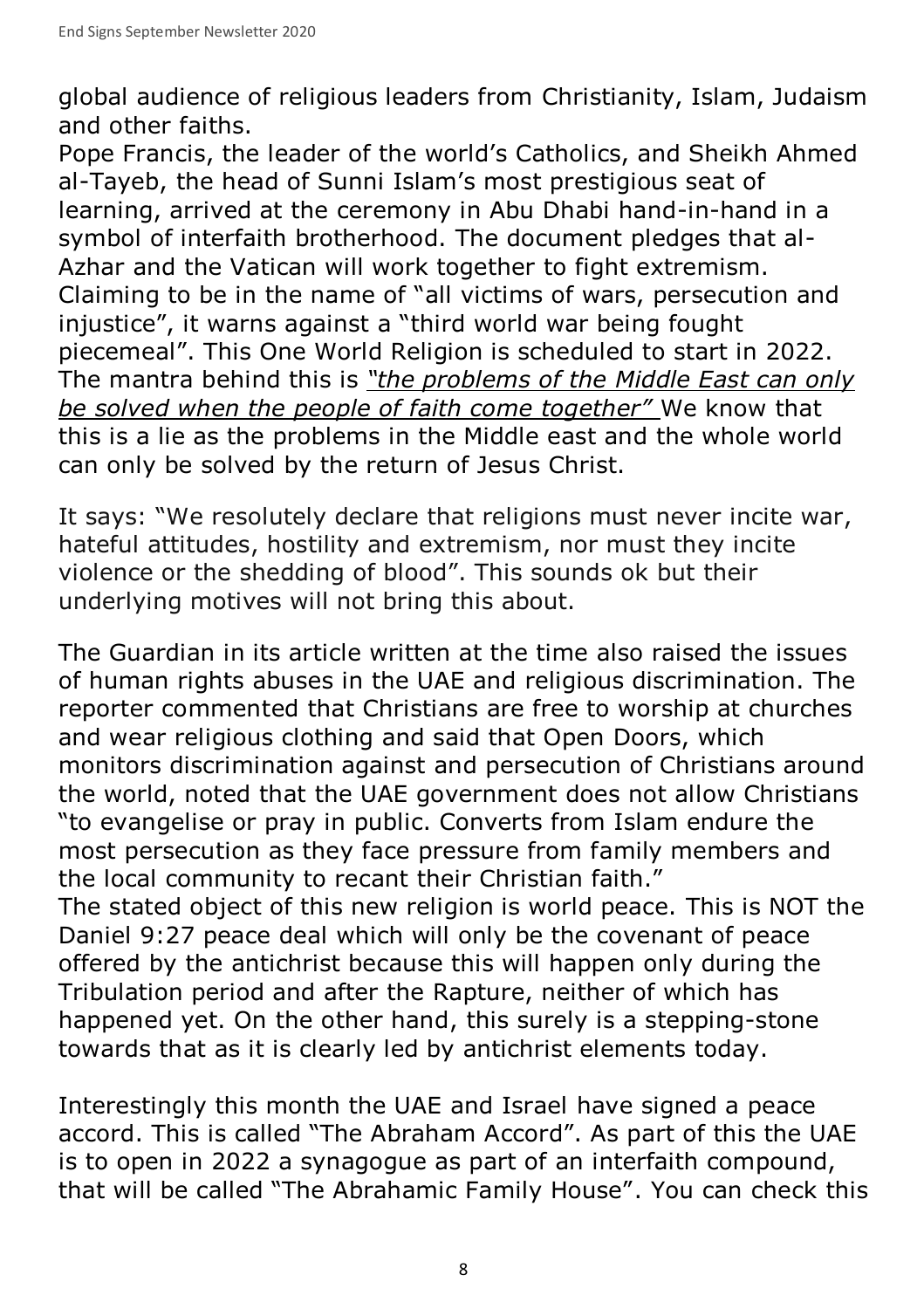global audience of religious leaders from Christianity, Islam, Judaism and other faiths.

Pope Francis, the leader of the world's Catholics, and Sheikh Ahmed al-Tayeb, the head of Sunni Islam's most prestigious seat of learning, arrived at the ceremony in Abu Dhabi hand-in-hand in a symbol of interfaith brotherhood. The document pledges that al-Azhar and the Vatican will work together to fight extremism. Claiming to be in the name of "all victims of wars, persecution and injustice", it warns against a "third world war being fought piecemeal". This One World Religion is scheduled to start in 2022. The mantra behind this is *"the problems of the Middle East can only be solved when the people of faith come together"* We know that this is a lie as the problems in the Middle east and the whole world can only be solved by the return of Jesus Christ.

It says: "We resolutely declare that religions must never incite war, hateful attitudes, hostility and extremism, nor must they incite violence or the shedding of blood". This sounds ok but their underlying motives will not bring this about.

The Guardian in its article written at the time also raised the issues of human rights abuses in the UAE and religious discrimination. The reporter commented that Christians are free to worship at churches and wear religious clothing and said that Open Doors, which monitors discrimination against and persecution of Christians around the world, noted that the UAE government does not allow Christians "to evangelise or pray in public. Converts from Islam endure the most persecution as they face pressure from family members and the local community to recant their Christian faith."

The stated object of this new religion is world peace. This is NOT the Daniel 9:27 peace deal which will only be the covenant of peace offered by the antichrist because this will happen only during the Tribulation period and after the Rapture, neither of which has happened yet. On the other hand, this surely is a stepping-stone towards that as it is clearly led by antichrist elements today.

Interestingly this month the UAE and Israel have signed a peace accord. This is called "The Abraham Accord". As part of this the UAE is to open in 2022 a synagogue as part of an interfaith compound, that will be called "The Abrahamic Family House". You can check this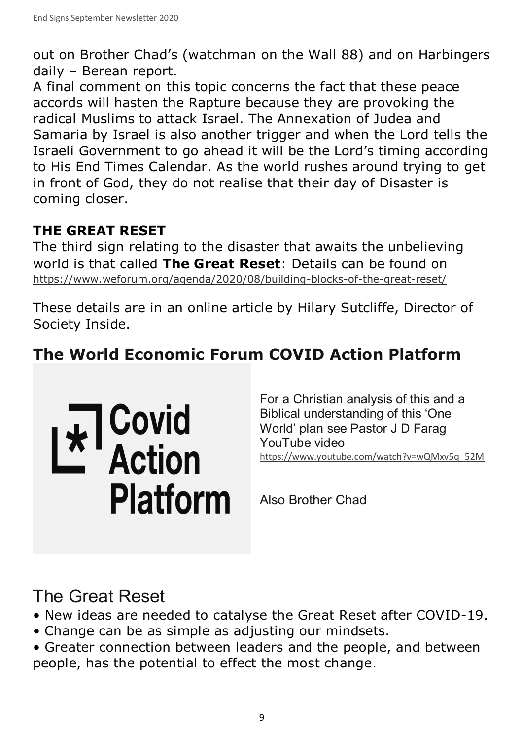out on Brother Chad's (watchman on the Wall 88) and on Harbingers daily – Berean report.

A final comment on this topic concerns the fact that these peace accords will hasten the Rapture because they are provoking the radical Muslims to attack Israel. The Annexation of Judea and Samaria by Israel is also another trigger and when the Lord tells the Israeli Government to go ahead it will be the Lord's timing according to His End Times Calendar. As the world rushes around trying to get in front of God, they do not realise that their day of Disaster is coming closer.

**THE GREAT RESET**

The third sign relating to the disaster that awaits the unbelieving world is that called **The Great Reset**: Details can be found on https://www.weforum.org/agenda/2020/08/building-blocks-of-the-great-reset/

These details are in an online article by Hilary Sutcliffe, Director of Society Inside.

## The World Economic Forum COVID Action Platform

Covid Action Platform

For a Christian analysis of this and a Biblical understanding of this 'One World' plan see Pastor J D Farag YouTube video https://www.youtube.com/watch?v=wQMxv5q_52M

Also Brother Chad

## The Great Reset

- New ideas are needed to catalyse the Great Reset after COVID-19.
- Change can be as simple as adjusting our mindsets.
- Greater connection between leaders and the people, and between people, has the potential to effect the most change.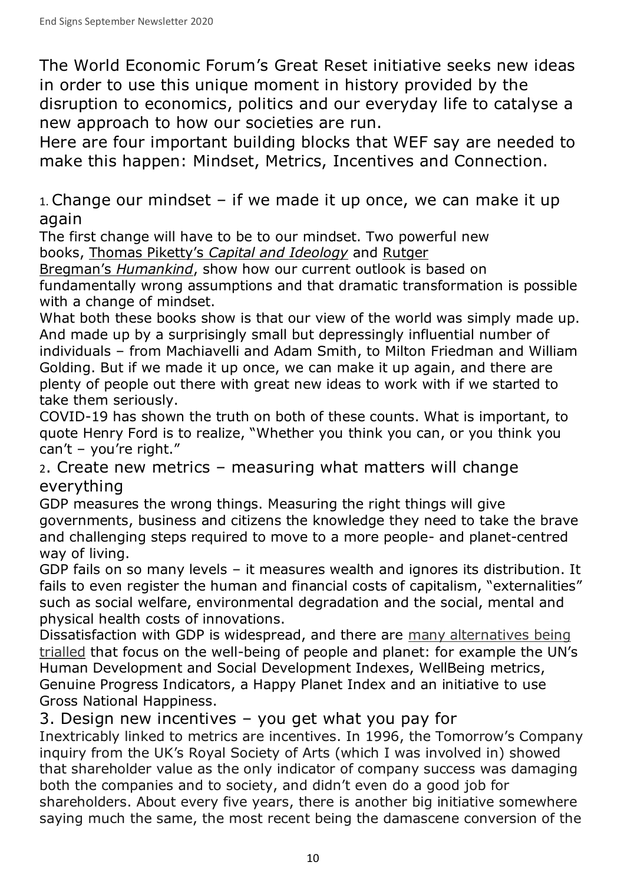The World Economic Forum's Great Reset initiative seeks new ideas in order to use this unique moment in history provided by the disruption to economics, politics and our everyday life to catalyse a new approach to how our societies are run.

Here are four important building blocks that WEF say are needed to make this happen: Mindset, Metrics, Incentives and Connection.

## 1. Change our mindset – if we made it up once, we can make it up again

The first change will have to be to our mindset. Two powerful new books, Thomas Piketty's *Capital and Ideology* and Rutger Bregman's *Humankind*, show how our current outlook is based on fundamentally wrong assumptions and that dramatic transformation is possible with a change of mindset.

What both these books show is that our view of the world was simply made up. And made up by a surprisingly small but depressingly influential number of individuals – from Machiavelli and Adam Smith, to Milton Friedman and William Golding. But if we made it up once, we can make it up again, and there are plenty of people out there with great new ideas to work with if we started to take them seriously.

COVID-19 has shown the truth on both of these counts. What is important, to quote Henry Ford is to realize, "Whether you think you can, or you think you can't – you're right."

## 2. Create new metrics – measuring what matters will change everything

GDP measures the wrong things. Measuring the right things will give governments, business and citizens the knowledge they need to take the brave and challenging steps required to move to a more people- and planet-centred way of living.

GDP fails on so many levels – it measures wealth and ignores its distribution. It fails to even register the human and financial costs of capitalism, "externalities" such as social welfare, environmental degradation and the social, mental and physical health costs of innovations.

Dissatisfaction with GDP is widespread, and there are many alternatives being trialled that focus on the well-being of people and planet: for example the UN's Human Development and Social Development Indexes, WellBeing metrics, Genuine Progress Indicators, a Happy Planet Index and an initiative to use Gross National Happiness.

## 3. Design new incentives – you get what you pay for

Inextricably linked to metrics are incentives. In 1996, the Tomorrow's Company inquiry from the UK's Royal Society of Arts (which I was involved in) showed that shareholder value as the only indicator of company success was damaging both the companies and to society, and didn't even do a good job for shareholders. About every five years, there is another big initiative somewhere saying much the same, the most recent being the damascene conversion of the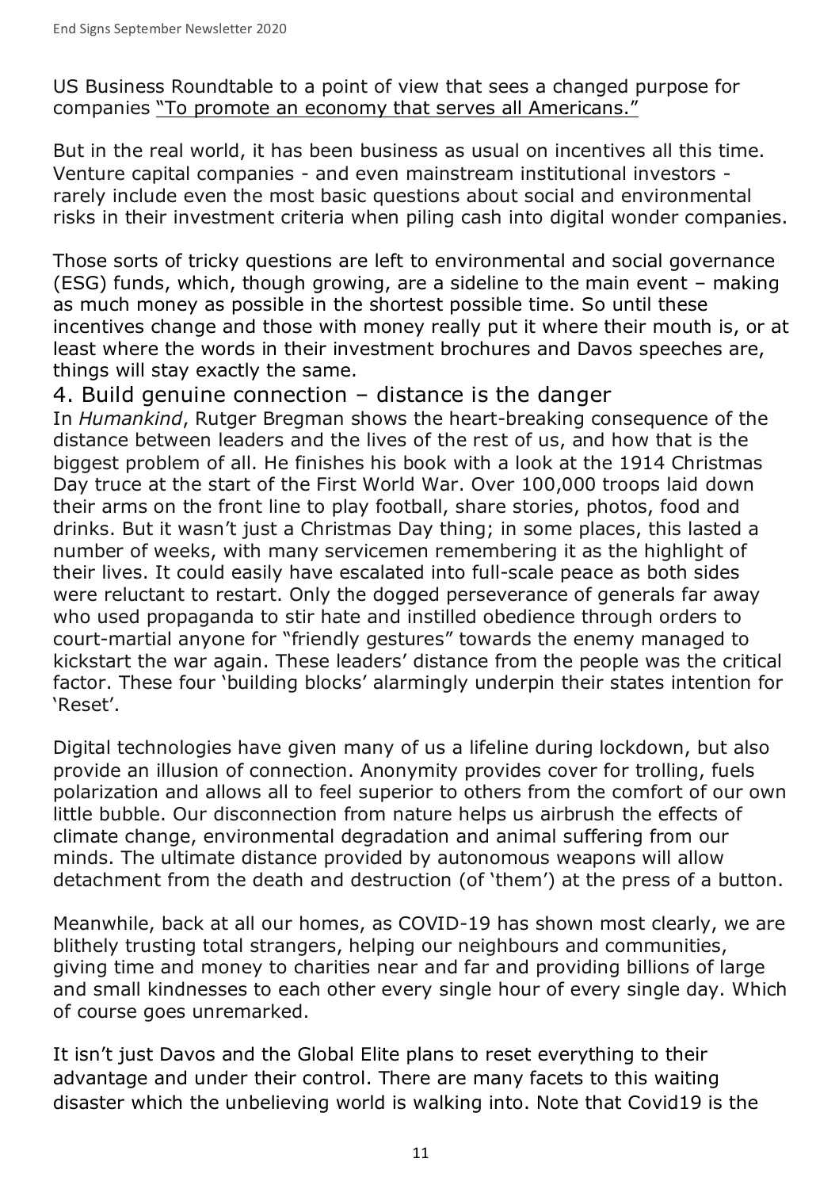US Business Roundtable to a point of view that sees a changed purpose for companies "To promote an economy that serves all Americans."

But in the real world, it has been business as usual on incentives all this time. Venture capital companies - and even mainstream institutional investors - rarely include even the most basic questions about social and environmental risks in their investment criteria when piling cash into digital wonder companies.

Those sorts of tricky questions are left to environmental and social governance (ESG) funds, which, though growing, are a sideline to the main event – making as much money as possible in the shortest possible time. So until these incentives change and those with money really put it where their mouth is, or at least where the words in their investment brochures and Davos speeches are, things will stay exactly the same.

## 4. Build genuine connection – distance is the danger

In *Humankind*, Rutger Bregman shows the heart-breaking consequence of the distance between leaders and the lives of the rest of us, and how that is the biggest problem of all. He finishes his book with a look at the 1914 Christmas Day truce at the start of the First World War. Over 100,000 troops laid down their arms on the front line to play football, share stories, photos, food and drinks. But it wasn't just a Christmas Day thing; in some places, this lasted a number of weeks, with many servicemen remembering it as the highlight of their lives. It could easily have escalated into full-scale peace as both sides were reluctant to restart. Only the dogged perseverance of generals far away who used propaganda to stir hate and instilled obedience through orders to court-martial anyone for "friendly gestures" towards the enemy managed to kickstart the war again. These leaders' distance from the people was the critical factor. These four 'building blocks' alarmingly underpin their states intention for 'Reset'.

Digital technologies have given many of us a lifeline during lockdown, but also provide an illusion of connection. Anonymity provides cover for trolling, fuels polarization and allows all to feel superior to others from the comfort of our own little bubble. Our disconnection from nature helps us airbrush the effects of climate change, environmental degradation and animal suffering from our minds. The ultimate distance provided by autonomous weapons will allow detachment from the death and destruction (of 'them') at the press of a button.

Meanwhile, back at all our homes, as COVID-19 has shown most clearly, we are blithely trusting total strangers, helping our neighbours and communities, giving time and money to charities near and far and providing billions of large and small kindnesses to each other every single hour of every single day. Which of course goes unremarked.

It isn't just Davos and the Global Elite plans to reset everything to their advantage and under their control. There are many facets to this waiting disaster which the unbelieving world is walking into. Note that Covid19 is the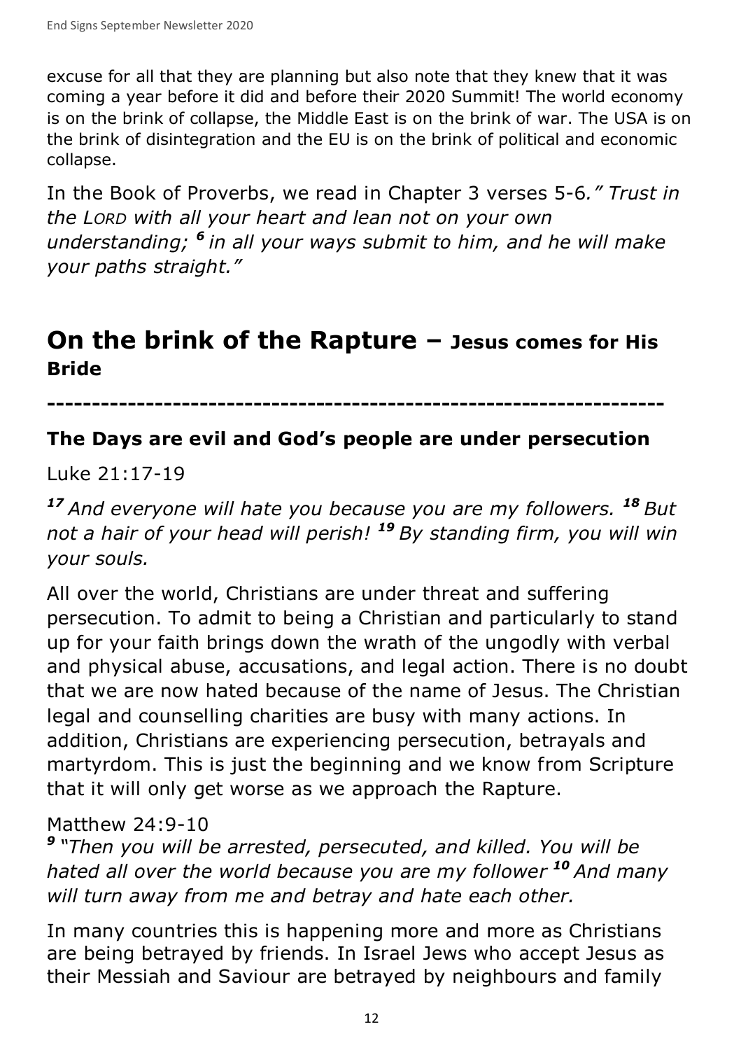excuse for all that they are planning but also note that they knew that it was coming a year before it did and before their 2020 Summit! The world economy is on the brink of collapse, the Middle East is on the brink of war. The USA is on the brink of disintegration and the EU is on the brink of political and economic collapse.

In the Book of Proverbs, we read in Chapter 3 verses 5-6*." Trust in the LORD with all your heart and lean not on your own understanding; **6** in all your ways submit to him, and he will make your paths straight."*

## On the brink of the Rapture – Jesus comes for His Bride

---

### The Days are evil and God's people are under persecution

Luke 21:17-19

***17*** *And everyone will hate you because you are my followers.* ***18*** *But not a hair of your head will perish!* ***19*** *By standing firm, you will win your souls.*

All over the world, Christians are under threat and suffering persecution. To admit to being a Christian and particularly to stand up for your faith brings down the wrath of the ungodly with verbal and physical abuse, accusations, and legal action. There is no doubt that we are now hated because of the name of Jesus. The Christian legal and counselling charities are busy with many actions. In addition, Christians are experiencing persecution, betrayals and martyrdom. This is just the beginning and we know from Scripture that it will only get worse as we approach the Rapture.

Matthew 24:9-10

***9*** *"Then you will be arrested, persecuted, and killed. You will be hated all over the world because you are my follower* ***10*** *And many will turn away from me and betray and hate each other.*

In many countries this is happening more and more as Christians are being betrayed by friends. In Israel Jews who accept Jesus as their Messiah and Saviour are betrayed by neighbours and family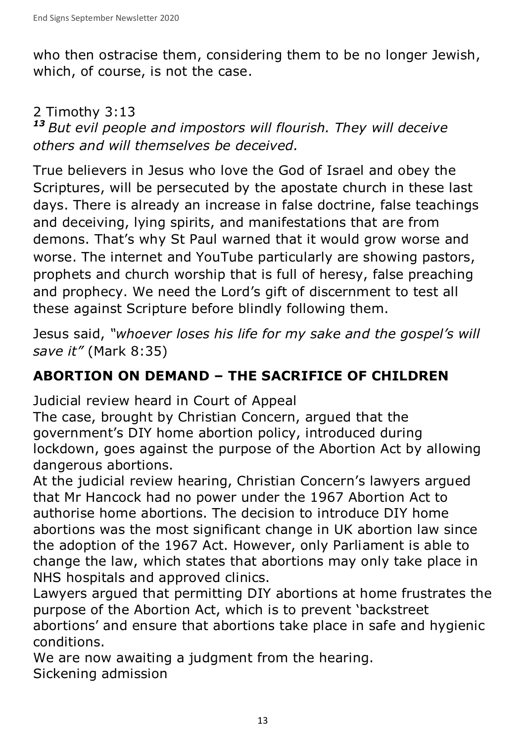who then ostracise them, considering them to be no longer Jewish, which, of course, is not the case.

2 Timothy 3:13
***13*** *But evil people and impostors will flourish. They will deceive others and will themselves be deceived.*

True believers in Jesus who love the God of Israel and obey the Scriptures, will be persecuted by the apostate church in these last days. There is already an increase in false doctrine, false teachings and deceiving, lying spirits, and manifestations that are from demons. That's why St Paul warned that it would grow worse and worse. The internet and YouTube particularly are showing pastors, prophets and church worship that is full of heresy, false preaching and prophecy. We need the Lord's gift of discernment to test all these against Scripture before blindly following them.

Jesus said, *"whoever loses his life for my sake and the gospel's will save it"* (Mark 8:35)

## ABORTION ON DEMAND – THE SACRIFICE OF CHILDREN

Judicial review heard in Court of Appeal
The case, brought by Christian Concern, argued that the government's DIY home abortion policy, introduced during lockdown, goes against the purpose of the Abortion Act by allowing dangerous abortions.
At the judicial review hearing, Christian Concern's lawyers argued that Mr Hancock had no power under the 1967 Abortion Act to authorise home abortions. The decision to introduce DIY home abortions was the most significant change in UK abortion law since the adoption of the 1967 Act. However, only Parliament is able to change the law, which states that abortions may only take place in NHS hospitals and approved clinics.
Lawyers argued that permitting DIY abortions at home frustrates the purpose of the Abortion Act, which is to prevent 'backstreet abortions' and ensure that abortions take place in safe and hygienic conditions.
We are now awaiting a judgment from the hearing.
Sickening admission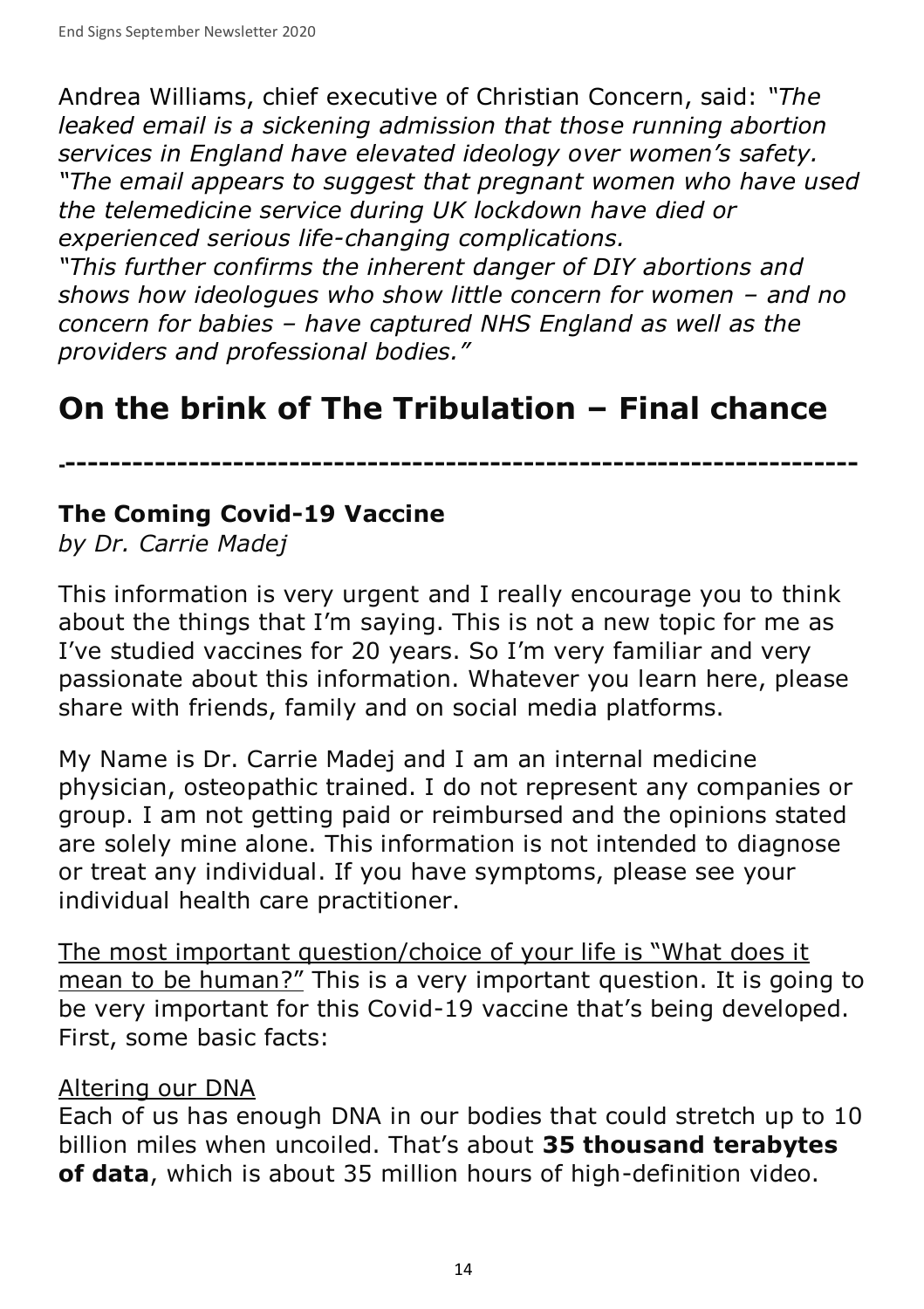Andrea Williams, chief executive of Christian Concern, said: *"The leaked email is a sickening admission that those running abortion services in England have elevated ideology over women's safety. "The email appears to suggest that pregnant women who have used the telemedicine service during UK lockdown have died or experienced serious life-changing complications. "This further confirms the inherent danger of DIY abortions and shows how ideologues who show little concern for women – and no concern for babies – have captured NHS England as well as the providers and professional bodies."*

# On the brink of The Tribulation – Final chance

-----------------------------------------------------------------------

### The Coming Covid-19 Vaccine

*by Dr. Carrie Madej*

This information is very urgent and I really encourage you to think about the things that I'm saying. This is not a new topic for me as I've studied vaccines for 20 years. So I'm very familiar and very passionate about this information. Whatever you learn here, please share with friends, family and on social media platforms.

My Name is Dr. Carrie Madej and I am an internal medicine physician, osteopathic trained. I do not represent any companies or group. I am not getting paid or reimbursed and the opinions stated are solely mine alone. This information is not intended to diagnose or treat any individual. If you have symptoms, please see your individual health care practitioner.

The most important question/choice of your life is "What does it mean to be human?" This is a very important question. It is going to be very important for this Covid-19 vaccine that's being developed. First, some basic facts:

Altering our DNA

Each of us has enough DNA in our bodies that could stretch up to 10 billion miles when uncoiled. That's about **35 thousand terabytes of data**, which is about 35 million hours of high-definition video.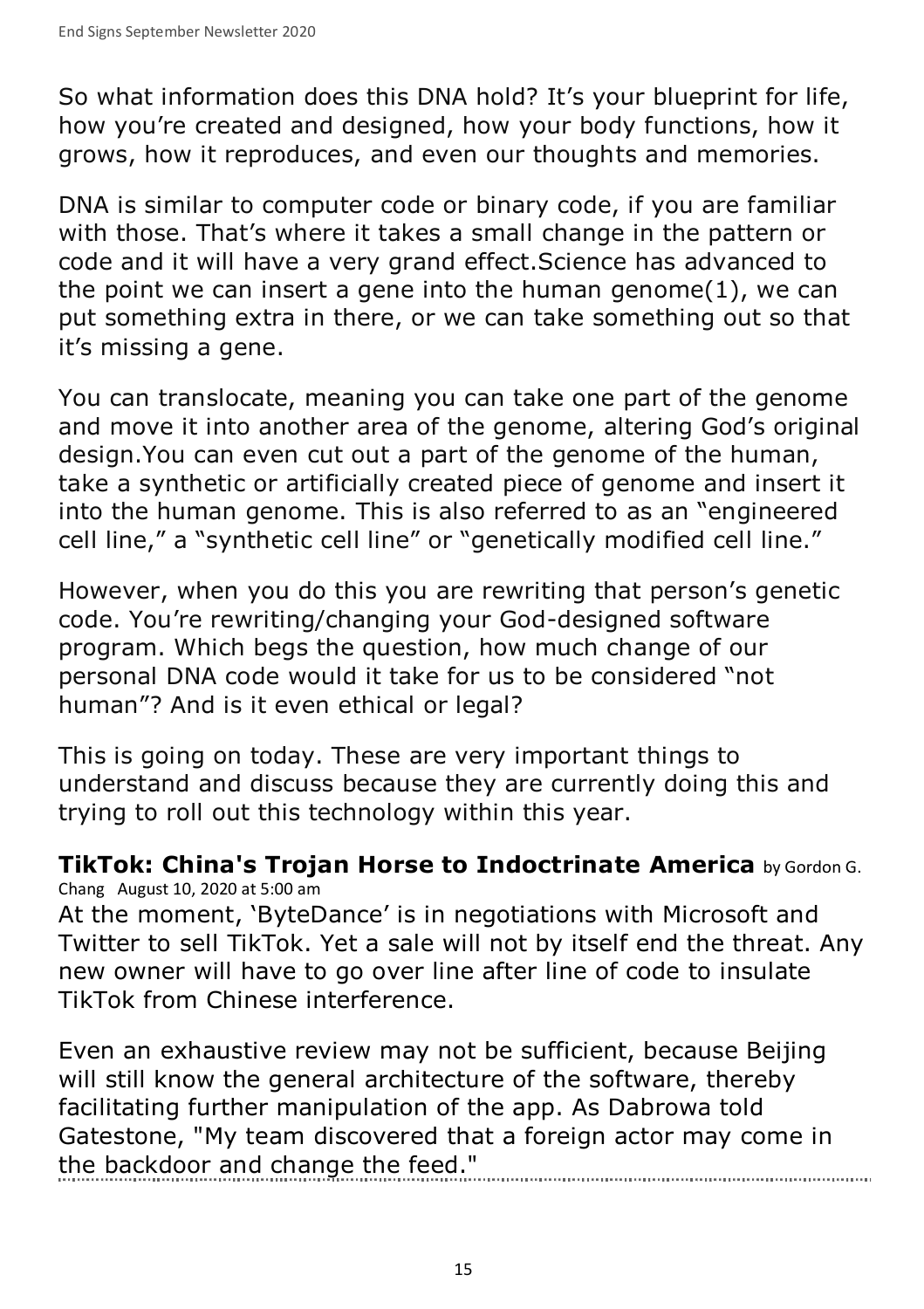So what information does this DNA hold? It's your blueprint for life, how you're created and designed, how your body functions, how it grows, how it reproduces, and even our thoughts and memories.

DNA is similar to computer code or binary code, if you are familiar with those. That's where it takes a small change in the pattern or code and it will have a very grand effect.Science has advanced to the point we can insert a gene into the human genome(1), we can put something extra in there, or we can take something out so that it's missing a gene.

You can translocate, meaning you can take one part of the genome and move it into another area of the genome, altering God's original design.You can even cut out a part of the genome of the human, take a synthetic or artificially created piece of genome and insert it into the human genome. This is also referred to as an "engineered cell line," a "synthetic cell line" or "genetically modified cell line."

However, when you do this you are rewriting that person's genetic code. You're rewriting/changing your God-designed software program. Which begs the question, how much change of our personal DNA code would it take for us to be considered "not human"? And is it even ethical or legal?

This is going on today. These are very important things to understand and discuss because they are currently doing this and trying to roll out this technology within this year.

**TikTok: China's Trojan Horse to Indoctrinate America** by Gordon G. Chang August 10, 2020 at 5:00 am

At the moment, 'ByteDance' is in negotiations with Microsoft and Twitter to sell TikTok. Yet a sale will not by itself end the threat. Any new owner will have to go over line after line of code to insulate TikTok from Chinese interference.

Even an exhaustive review may not be sufficient, because Beijing will still know the general architecture of the software, thereby facilitating further manipulation of the app. As Dabrowa told Gatestone, "My team discovered that a foreign actor may come in the backdoor and change the feed."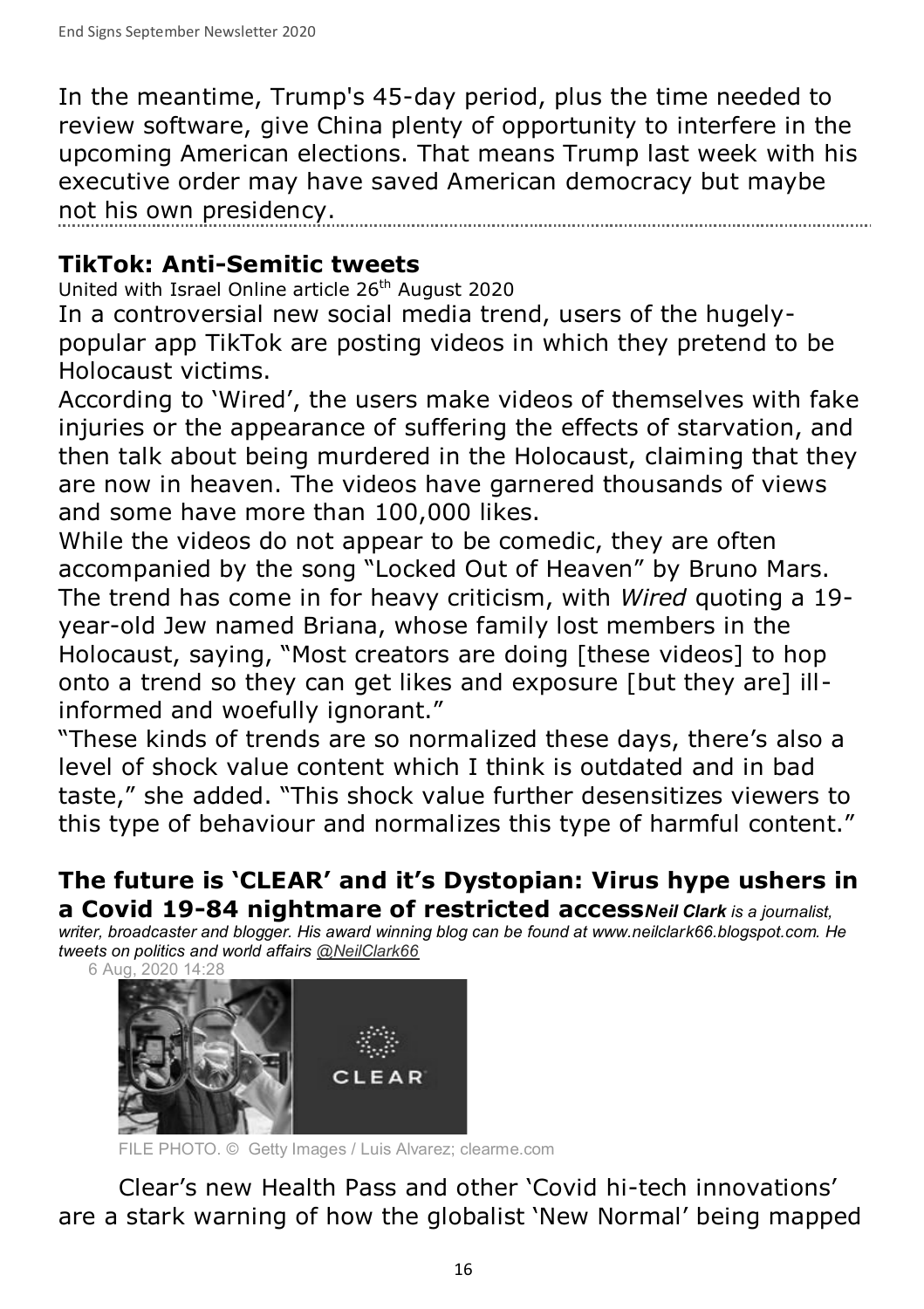In the meantime, Trump's 45-day period, plus the time needed to review software, give China plenty of opportunity to interfere in the upcoming American elections. That means Trump last week with his executive order may have saved American democracy but maybe not his own presidency.

## TikTok: Anti-Semitic tweets

United with Israel Online article 26th August 2020

In a controversial new social media trend, users of the hugely-popular app TikTok are posting videos in which they pretend to be Holocaust victims.

According to 'Wired', the users make videos of themselves with fake injuries or the appearance of suffering the effects of starvation, and then talk about being murdered in the Holocaust, claiming that they are now in heaven. The videos have garnered thousands of views and some have more than 100,000 likes.

While the videos do not appear to be comedic, they are often accompanied by the song "Locked Out of Heaven" by Bruno Mars. The trend has come in for heavy criticism, with *Wired* quoting a 19-year-old Jew named Briana, whose family lost members in the Holocaust, saying, "Most creators are doing [these videos] to hop onto a trend so they can get likes and exposure [but they are] ill-informed and woefully ignorant."

"These kinds of trends are so normalized these days, there's also a level of shock value content which I think is outdated and in bad taste," she added. "This shock value further desensitizes viewers to this type of behaviour and normalizes this type of harmful content."

## The future is 'CLEAR' and it's Dystopian: Virus hype ushers in a Covid 19-84 nightmare of restricted access

***Neil Clark** is a journalist, writer, broadcaster and blogger. His award winning blog can be found at www.neilclark66.blogspot.com. He tweets on politics and world affairs @NeilClark66*

6 Aug, 2020 14:28

FILE PHOTO. © Getty Images / Luis Alvarez; clearme.com

Clear's new Health Pass and other 'Covid hi-tech innovations' are a stark warning of how the globalist 'New Normal' being mapped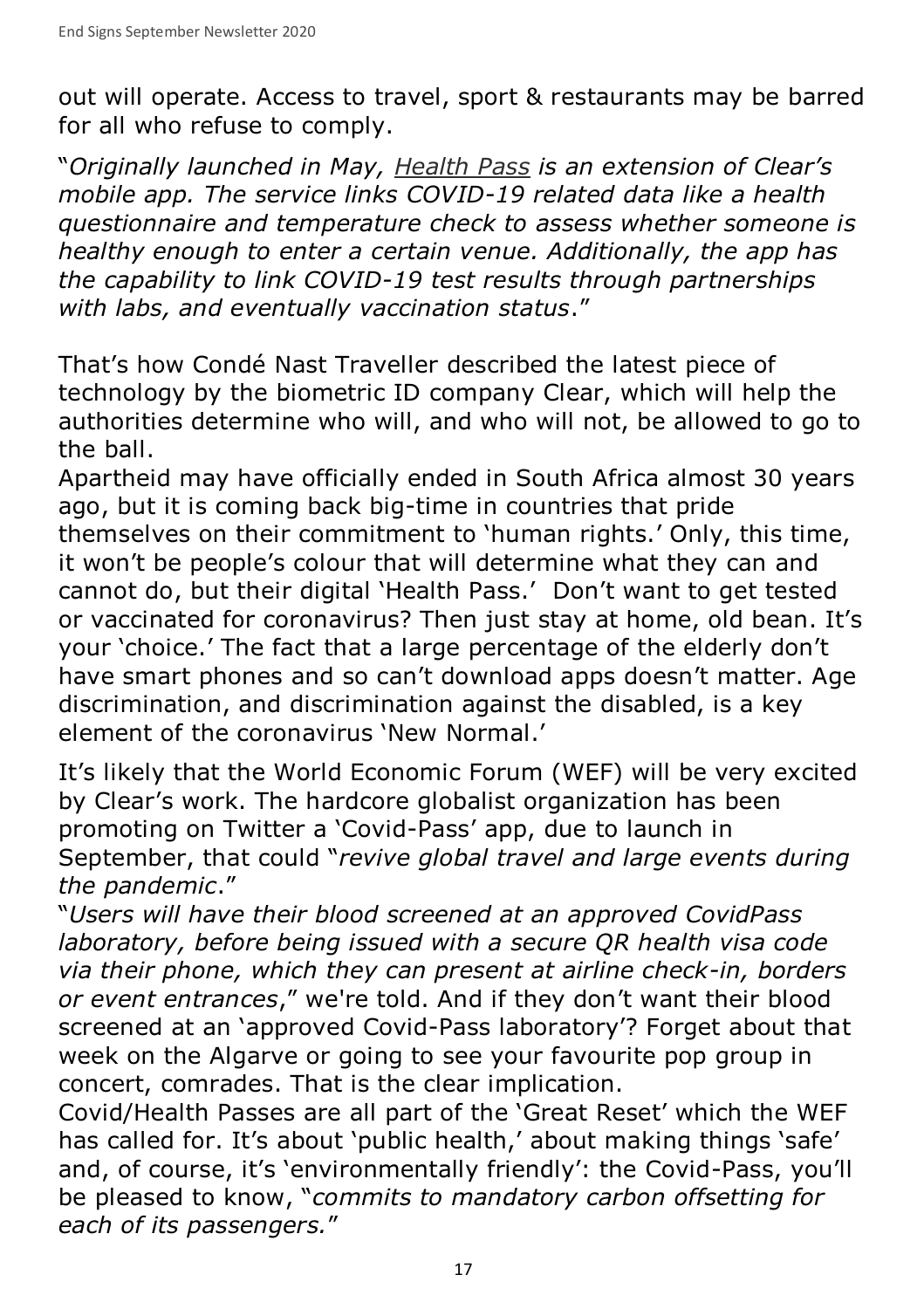out will operate. Access to travel, sport & restaurants may be barred for all who refuse to comply.

"*Originally launched in May, Health Pass is an extension of Clear's mobile app. The service links COVID-19 related data like a health questionnaire and temperature check to assess whether someone is healthy enough to enter a certain venue. Additionally, the app has the capability to link COVID-19 test results through partnerships with labs, and eventually vaccination status*."

That's how Condé Nast Traveller described the latest piece of technology by the biometric ID company Clear, which will help the authorities determine who will, and who will not, be allowed to go to the ball.

Apartheid may have officially ended in South Africa almost 30 years ago, but it is coming back big-time in countries that pride themselves on their commitment to 'human rights.' Only, this time, it won't be people's colour that will determine what they can and cannot do, but their digital 'Health Pass.' Don't want to get tested or vaccinated for coronavirus? Then just stay at home, old bean. It's your 'choice.' The fact that a large percentage of the elderly don't have smart phones and so can't download apps doesn't matter. Age discrimination, and discrimination against the disabled, is a key element of the coronavirus 'New Normal.'

It's likely that the World Economic Forum (WEF) will be very excited by Clear's work. The hardcore globalist organization has been promoting on Twitter a 'Covid-Pass' app, due to launch in September, that could "*revive global travel and large events during the pandemic*."

"*Users will have their blood screened at an approved CovidPass laboratory, before being issued with a secure QR health visa code via their phone, which they can present at airline check-in, borders or event entrances*," we're told. And if they don't want their blood screened at an 'approved Covid-Pass laboratory'? Forget about that week on the Algarve or going to see your favourite pop group in concert, comrades. That is the clear implication.

Covid/Health Passes are all part of the 'Great Reset' which the WEF has called for. It's about 'public health,' about making things 'safe' and, of course, it's 'environmentally friendly': the Covid-Pass, you'll be pleased to know, "*commits to mandatory carbon offsetting for each of its passengers.*"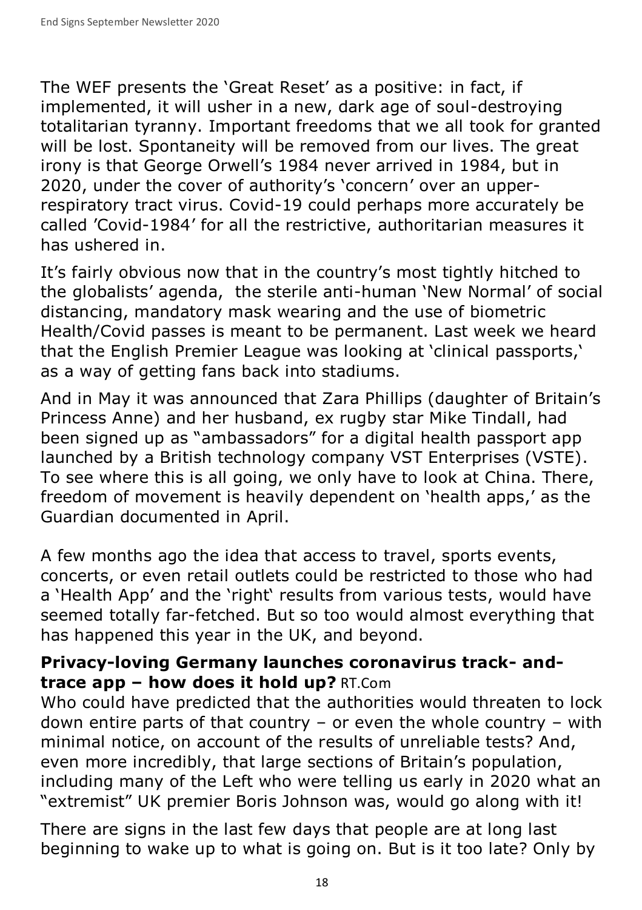The WEF presents the 'Great Reset' as a positive: in fact, if implemented, it will usher in a new, dark age of soul-destroying totalitarian tyranny. Important freedoms that we all took for granted will be lost. Spontaneity will be removed from our lives. The great irony is that George Orwell's 1984 never arrived in 1984, but in 2020, under the cover of authority's 'concern' over an upper-respiratory tract virus. Covid-19 could perhaps more accurately be called 'Covid-1984' for all the restrictive, authoritarian measures it has ushered in.

It's fairly obvious now that in the country's most tightly hitched to the globalists' agenda, the sterile anti-human 'New Normal' of social distancing, mandatory mask wearing and the use of biometric Health/Covid passes is meant to be permanent. Last week we heard that the English Premier League was looking at 'clinical passports,' as a way of getting fans back into stadiums.

And in May it was announced that Zara Phillips (daughter of Britain's Princess Anne) and her husband, ex rugby star Mike Tindall, had been signed up as "ambassadors" for a digital health passport app launched by a British technology company VST Enterprises (VSTE). To see where this is all going, we only have to look at China. There, freedom of movement is heavily dependent on 'health apps,' as the Guardian documented in April.

A few months ago the idea that access to travel, sports events, concerts, or even retail outlets could be restricted to those who had a 'Health App' and the 'right' results from various tests, would have seemed totally far-fetched. But so too would almost everything that has happened this year in the UK, and beyond.

**Privacy-loving Germany launches coronavirus track- and-trace app – how does it hold up?** RT.Com

Who could have predicted that the authorities would threaten to lock down entire parts of that country – or even the whole country – with minimal notice, on account of the results of unreliable tests? And, even more incredibly, that large sections of Britain's population, including many of the Left who were telling us early in 2020 what an "extremist" UK premier Boris Johnson was, would go along with it!

There are signs in the last few days that people are at long last beginning to wake up to what is going on. But is it too late? Only by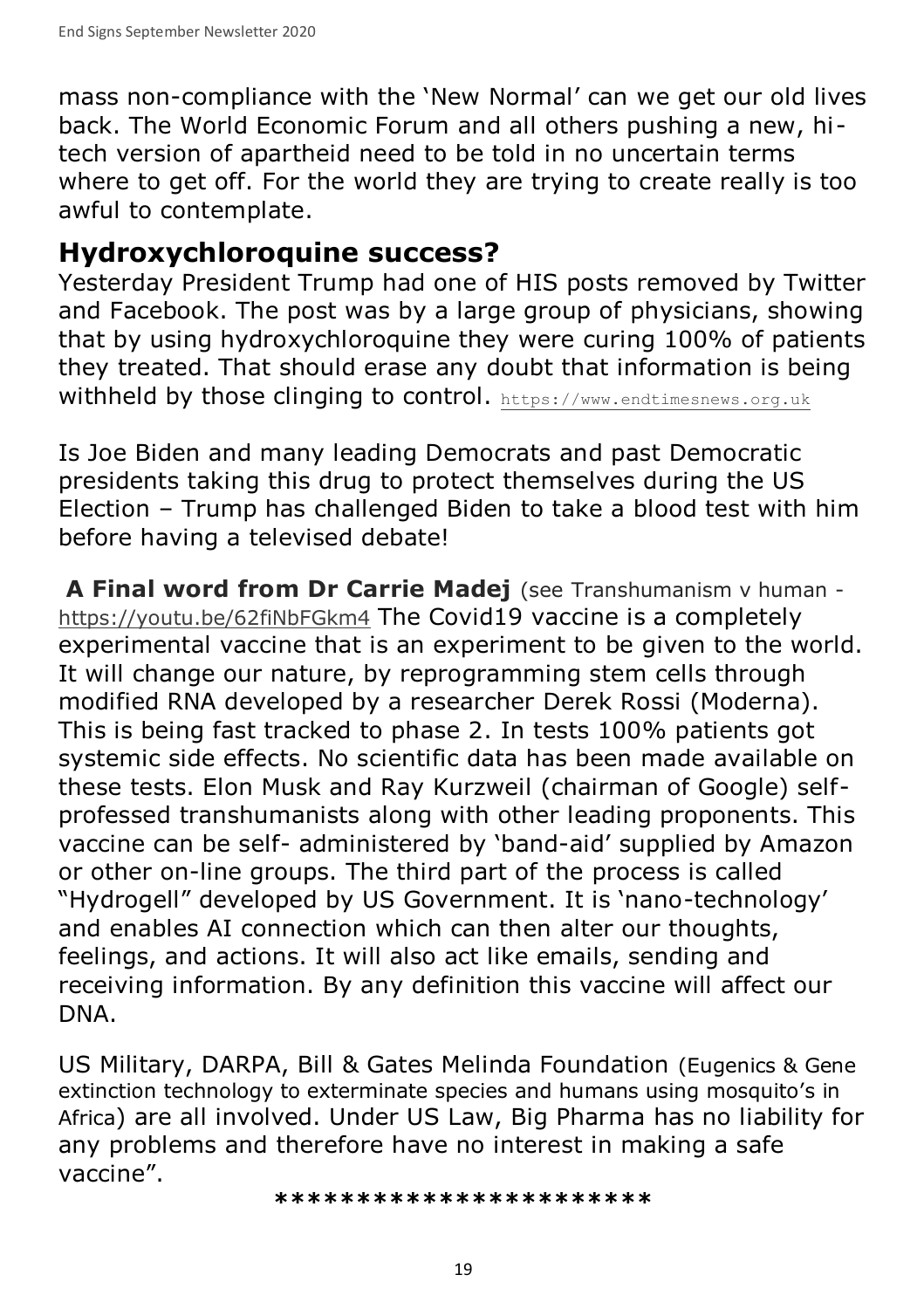mass non-compliance with the 'New Normal' can we get our old lives back. The World Economic Forum and all others pushing a new, hi-tech version of apartheid need to be told in no uncertain terms where to get off. For the world they are trying to create really is too awful to contemplate.

## Hydroxychloroquine success?

Yesterday President Trump had one of HIS posts removed by Twitter and Facebook. The post was by a large group of physicians, showing that by using hydroxychloroquine they were curing 100% of patients they treated. That should erase any doubt that information is being withheld by those clinging to control. https://www.endtimesnews.org.uk

Is Joe Biden and many leading Democrats and past Democratic presidents taking this drug to protect themselves during the US Election – Trump has challenged Biden to take a blood test with him before having a televised debate!

**A Final word from Dr Carrie Madej** (see Transhumanism v human - https://youtu.be/62fiNbFGkm4 The Covid19 vaccine is a completely experimental vaccine that is an experiment to be given to the world. It will change our nature, by reprogramming stem cells through modified RNA developed by a researcher Derek Rossi (Moderna). This is being fast tracked to phase 2. In tests 100% patients got systemic side effects. No scientific data has been made available on these tests. Elon Musk and Ray Kurzweil (chairman of Google) self-professed transhumanists along with other leading proponents. This vaccine can be self- administered by 'band-aid' supplied by Amazon or other on-line groups. The third part of the process is called "Hydrogell" developed by US Government. It is 'nano-technology' and enables AI connection which can then alter our thoughts, feelings, and actions. It will also act like emails, sending and receiving information. By any definition this vaccine will affect our DNA.

US Military, DARPA, Bill & Gates Melinda Foundation (Eugenics & Gene extinction technology to exterminate species and humans using mosquito's in Africa) are all involved. Under US Law, Big Pharma has no liability for any problems and therefore have no interest in making a safe vaccine".

***********************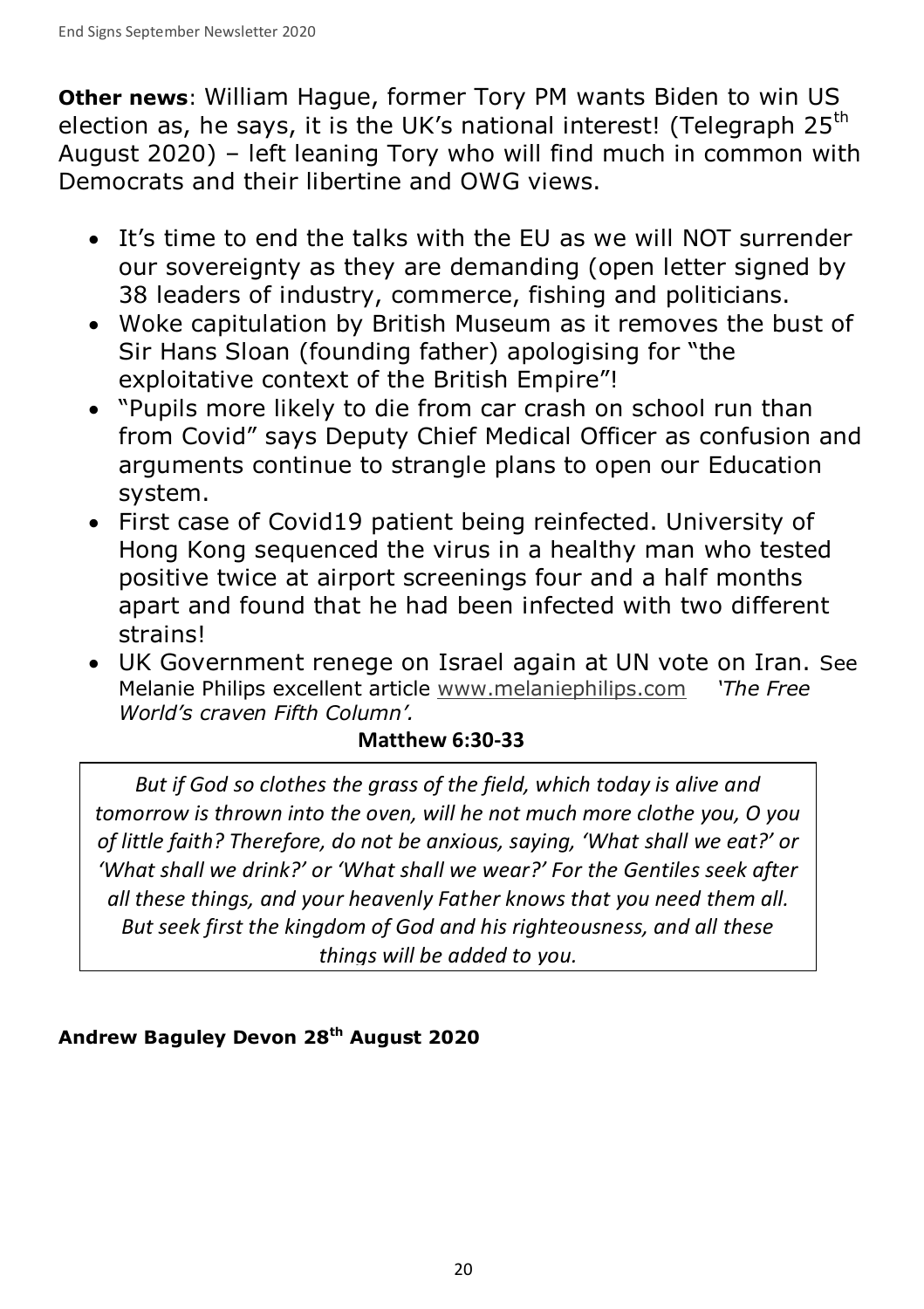**Other news**: William Hague, former Tory PM wants Biden to win US election as, he says, it is the UK's national interest! (Telegraph 25th August 2020) – left leaning Tory who will find much in common with Democrats and their libertine and OWG views.

- It's time to end the talks with the EU as we will NOT surrender our sovereignty as they are demanding (open letter signed by 38 leaders of industry, commerce, fishing and politicians.
- Woke capitulation by British Museum as it removes the bust of Sir Hans Sloan (founding father) apologising for "the exploitative context of the British Empire"!
- "Pupils more likely to die from car crash on school run than from Covid" says Deputy Chief Medical Officer as confusion and arguments continue to strangle plans to open our Education system.
- First case of Covid19 patient being reinfected. University of Hong Kong sequenced the virus in a healthy man who tested positive twice at airport screenings four and a half months apart and found that he had been infected with two different strains!
- UK Government renege on Israel again at UN vote on Iran. See Melanie Philips excellent article www.melaniephilips.com *'The Free World's craven Fifth Column'.*

**Matthew 6:30-33**

*But if God so clothes the grass of the field, which today is alive and tomorrow is thrown into the oven, will he not much more clothe you, O you of little faith? Therefore, do not be anxious, saying, 'What shall we eat?' or 'What shall we drink?' or 'What shall we wear?' For the Gentiles seek after all these things, and your heavenly Father knows that you need them all. But seek first the kingdom of God and his righteousness, and all these things will be added to you.*

**Andrew Baguley Devon 28th August 2020**